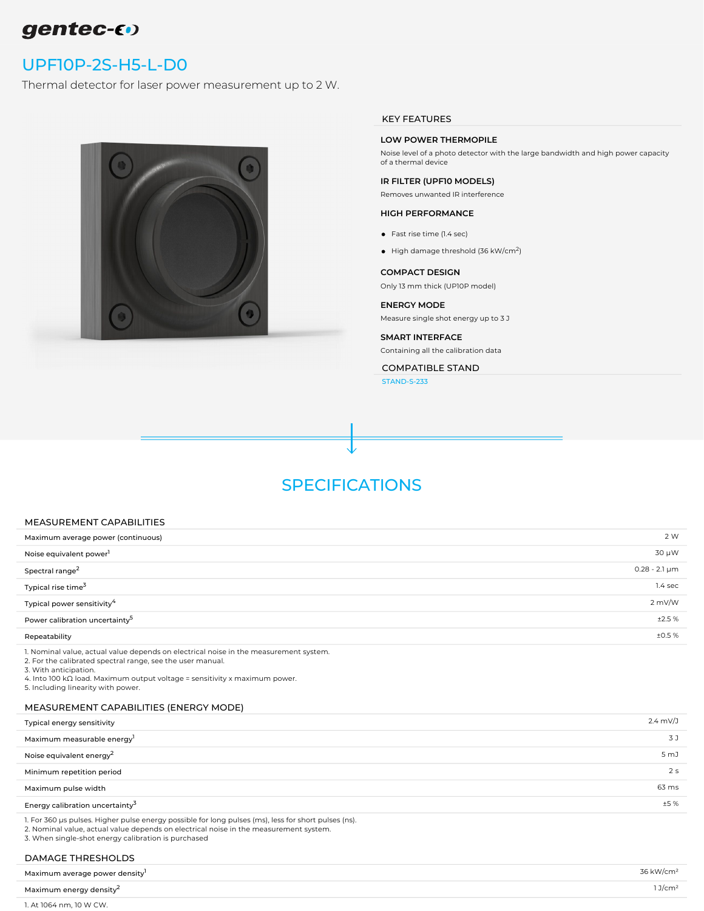gentec-eo

# UPF10P-2S-H5-L-D0

Thermal detector for laser power measurement up to 2 W.

## KEY FEATURES

### LOW POWER THERMOPILE

Noise level of a photo detector with the large bandwidth and high power capacity of a thermal device

### IR FILTER (UPF10 MODELS)

Removes unwanted IR interference

### HIGH PERFORMANCE

- Fast rise time (1.4 sec)
- High damage threshold (36 kW/cm²)

### COMPACT DESIGN

Only 13 mm thick (UP10P model)

### ENERGY MODE

Measure single shot energy up to 3 J

### SMART INTERFACE

Containing all the calibration data

## COMPATIBLE STAND

STAND-S-233

# SPECIFICATIONS

## MEASUREMENT CAPABILITIES

| | |
|---|---|
| Maximum average power (continuous) | 2 W |
| Noise equivalent power[1] | 30 μW |
| Spectral range[2] | 0.28 - 2.1 μm |
| Typical rise time[3] | 1.4 sec |
| Typical power sensitivity[4] | 2 mV/W |
| Power calibration uncertainty[5] | ±2.5 % |
| Repeatability | ±0.5 % |

1. Nominal value, actual value depends on electrical noise in the measurement system.
2. For the calibrated spectral range, see the user manual.
3. With anticipation.
4. Into 100 kΩ load. Maximum output voltage = sensitivity x maximum power.
5. Including linearity with power.

## MEASUREMENT CAPABILITIES (ENERGY MODE)

| | |
|---|---|
| Typical energy sensitivity | 2.4 mV/J |
| Maximum measurable energy[1] | 3 J |
| Noise equivalent energy[2] | 5 mJ |
| Minimum repetition period | 2 s |
| Maximum pulse width | 63 ms |
| Energy calibration uncertainty[3] | ±5 % |

1. For 360 μs pulses. Higher pulse energy possible for long pulses (ms), less for short pulses (ns).
2. Nominal value, actual value depends on electrical noise in the measurement system.
3. When single-shot energy calibration is purchased

## DAMAGE THRESHOLDS

| | |
|---|---|
| Maximum average power density[1] | 36 kW/cm² |
| Maximum energy density[2] | 1 J/cm² |

1. At 1064 nm, 10 W CW.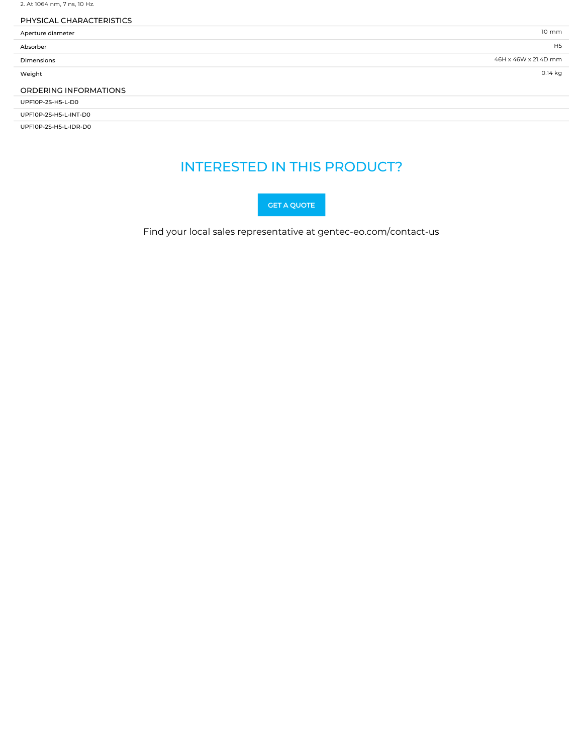2. At 1064 nm, 7 ns, 10 Hz.

## PHYSICAL CHARACTERISTICS

| | |
|---|---|
| Aperture diameter | 10 mm |
| Absorber | H5 |
| Dimensions | 46H x 46W x 21.4D mm |
| Weight | 0.14 kg |

## ORDERING INFORMATIONS

- UPF10P-2S-H5-L-D0
- UPF10P-2S-H5-L-INT-D0
- UPF10P-2S-H5-L-IDR-D0

## INTERESTED IN THIS PRODUCT?

GET A QUOTE

Find your local sales representative at gentec-eo.com/contact-us